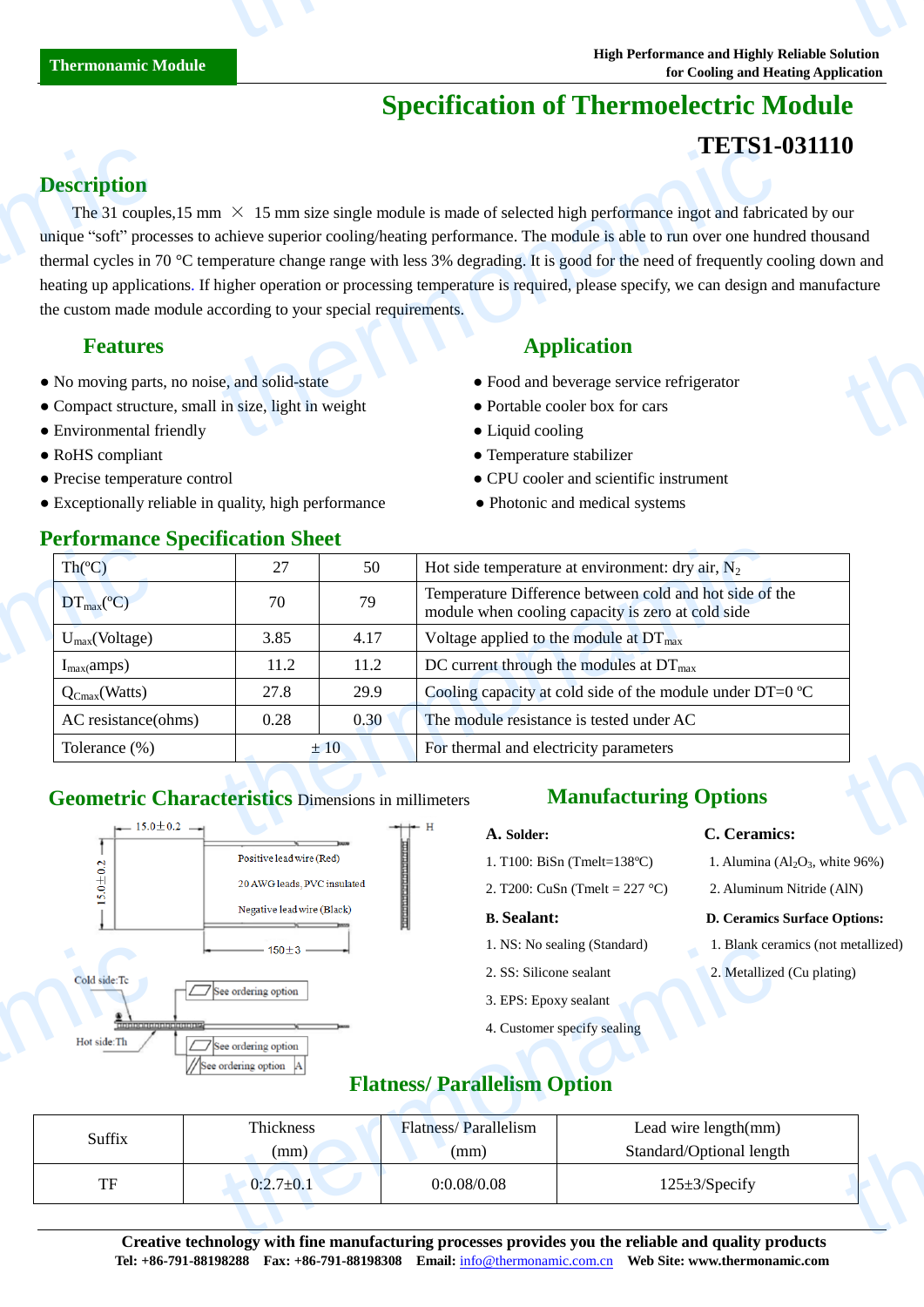Thermonamic Module

High Performance and Highly Reliable Solution for Cooling and Heating Application

# Specification of Thermoelectric Module

## TETS1-031110

## Description

The 31 couples,15 mm × 15 mm size single module is made of selected high performance ingot and fabricated by our unique "soft" processes to achieve superior cooling/heating performance. The module is able to run over one hundred thousand thermal cycles in 70 °C temperature change range with less 3% degrading. It is good for the need of frequently cooling down and heating up applications. If higher operation or processing temperature is required, please specify, we can design and manufacture the custom made module according to your special requirements.

## Features

- No moving parts, no noise, and solid-state
- Compact structure, small in size, light in weight
- Environmental friendly
- RoHS compliant
- Precise temperature control
- Exceptionally reliable in quality, high performance

## Application

- Food and beverage service refrigerator
- Portable cooler box for cars
- Liquid cooling
- Temperature stabilizer
- CPU cooler and scientific instrument
- Photonic and medical systems

## Performance Specification Sheet

| Th(ºC) | 27 | 50 | Hot side temperature at environment: dry air, $N_2$ |
|---|---|---|---|
| $DT_{max}$(ºC) | 70 | 79 | Temperature Difference between cold and hot side of the module when cooling capacity is zero at cold side |
| $U_{max}$(Voltage) | 3.85 | 4.17 | Voltage applied to the module at $DT_{max}$ |
| $I_{max}$(amps) | 11.2 | 11.2 | DC current through the modules at $DT_{max}$ |
| $Q_{Cmax}$(Watts) | 27.8 | 29.9 | Cooling capacity at cold side of the module under DT=0 ºC |
| AC resistance(ohms) | 0.28 | 0.30 | The module resistance is tested under AC |
| Tolerance (%) | ± 10 | | For thermal and electricity parameters |

## Geometric Characteristics Dimensions in millimeters

15.0±0.2
15.0±0.2
Positive lead wire (Red)
20 AWG leads, PVC insulated
Negative lead wire (Black)
150±3
H
Cold side:Tc
Hot side:Th
See ordering option
See ordering option
See ordering option A

## Manufacturing Options

**A. Solder:**

1. T100: BiSn (Tmelt=138ºC)
2. T200: CuSn (Tmelt = 227 °C)

**B. Sealant:**

1. NS: No sealing (Standard)
2. SS: Silicone sealant
3. EPS: Epoxy sealant
4. Customer specify sealing

**C. Ceramics:**

1. Alumina ($Al_2O_3$, white 96%)
2. Aluminum Nitride (AlN)

**D. Ceramics Surface Options:**

1. Blank ceramics (not metallized)
2. Metallized (Cu plating)

## Flatness/ Parallelism Option

| Suffix | Thickness (mm) | Flatness/ Parallelism (mm) | Lead wire length(mm) Standard/Optional length |
|---|---|---|---|
| TF | 0:2.7±0.1 | 0:0.08/0.08 | 125±3/Specify |

**Creative technology with fine manufacturing processes provides you the reliable and quality products**
**Tel: +86-791-88198288 Fax: +86-791-88198308 Email: info@thermonamic.com.cn Web Site: www.thermonamic.com**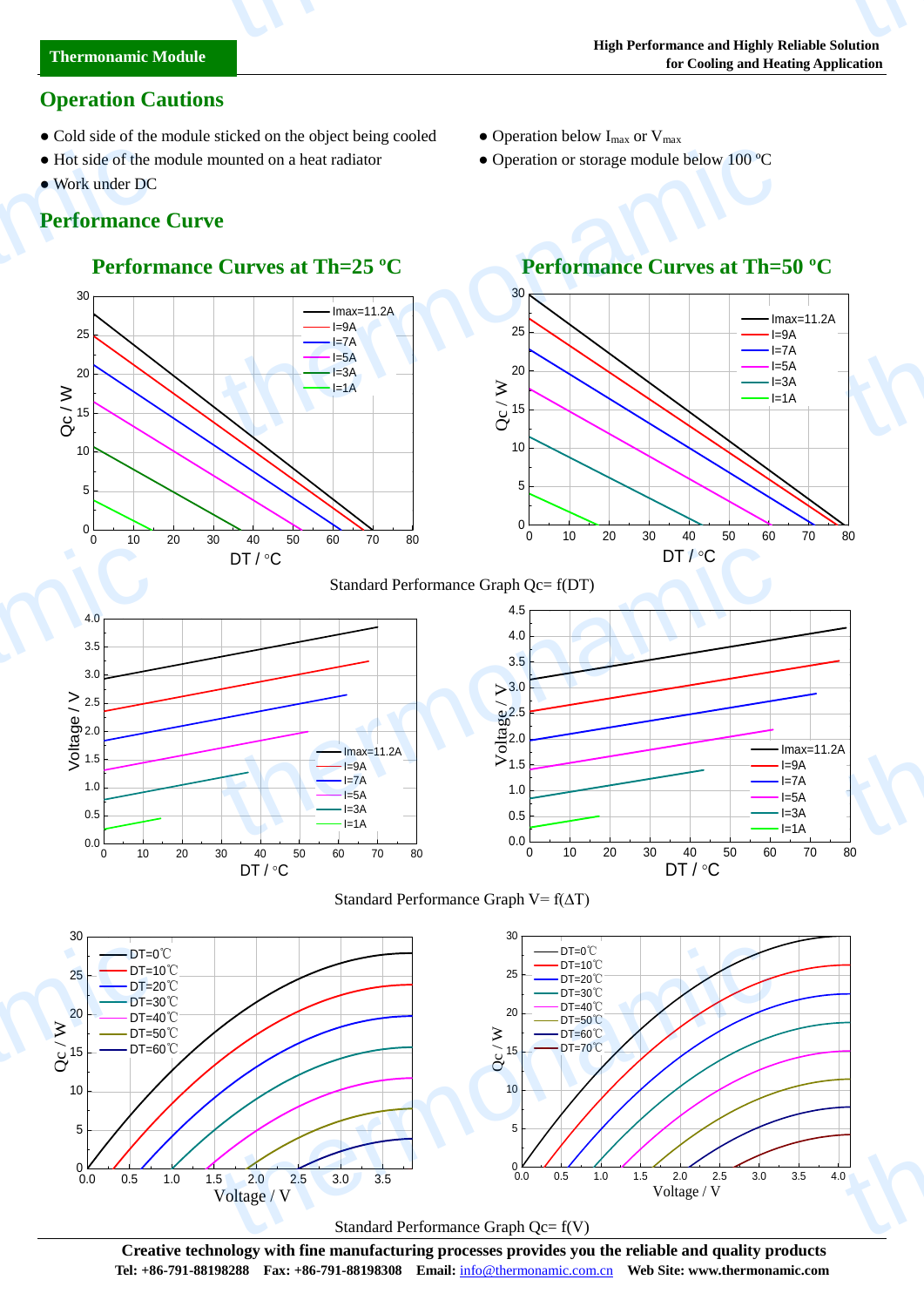## Operation Cautions

- Cold side of the module sticked on the object being cooled
- Hot side of the module mounted on a heat radiator
- Work under DC
- Operation below $I_{max}$ or $V_{max}$
- Operation or storage module below 100 ºC

## Performance Curve

### Performance Curves at Th=25 ºC

### Performance Curves at Th=50 ºC

Standard Performance Graph Qc= f(DT)

Standard Performance Graph V= f(ΔT)

Standard Performance Graph Qc= f(V)

**Creative technology with fine manufacturing processes provides you the reliable and quality products**

**Tel: +86-791-88198288 Fax: +86-791-88198308 Email:** info@thermonamic.com.cn **Web Site: www.thermonamic.com**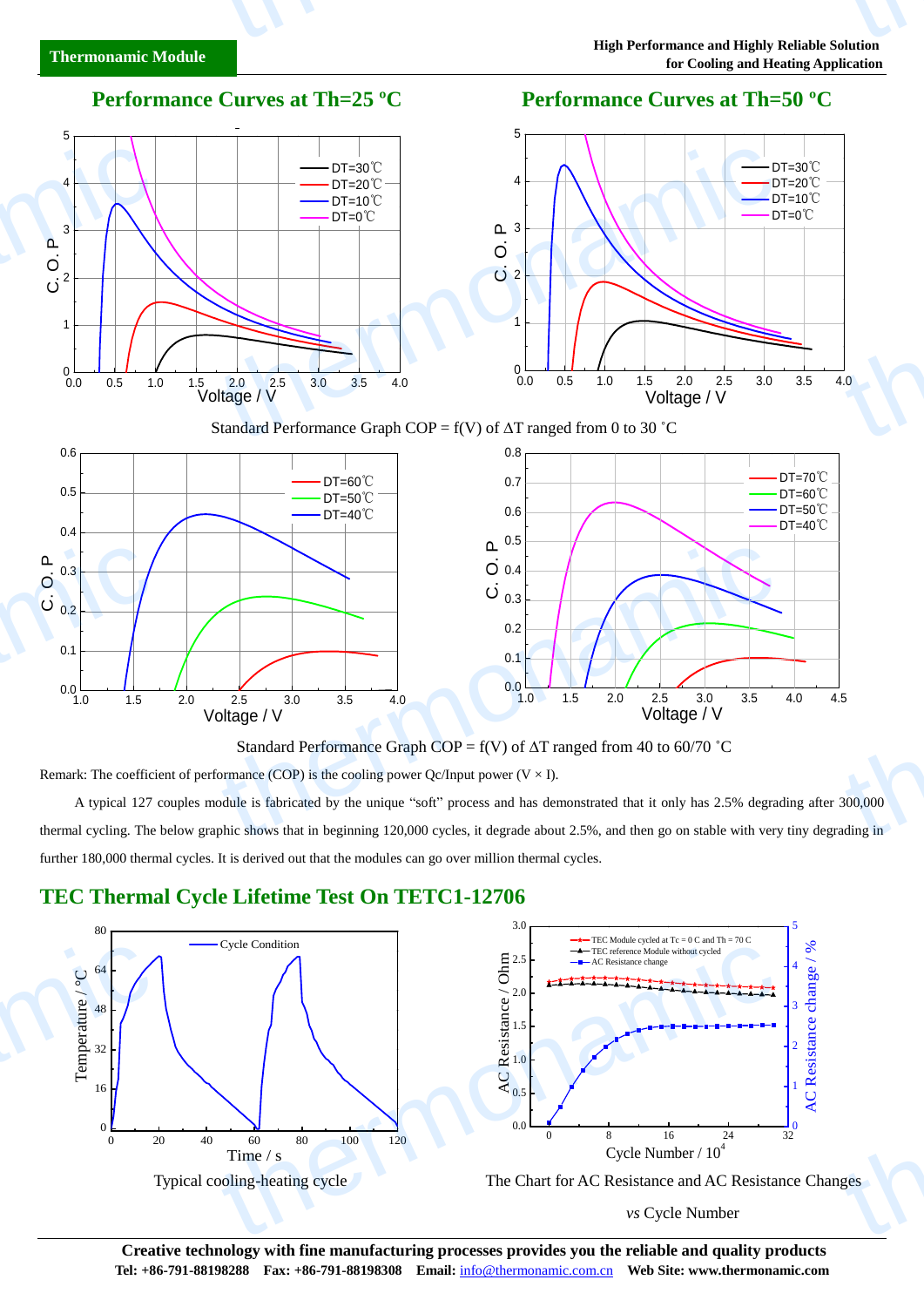## Performance Curves at Th=25 ºC

C. O. P

Voltage / V

DT=30℃
DT=20℃
DT=10℃
DT=0℃

0.0 0.5 1.0 1.5 2.0 2.5 3.0 3.5 4.0

0 1 2 3 4 5

## Performance Curves at Th=50 ºC

C. O. P

Voltage / V

DT=30℃
DT=20℃
DT=10℃
DT=0℃

0.0 0.5 1.0 1.5 2.0 2.5 3.0 3.5 4.0

0 1 2 3 4 5

Standard Performance Graph COP = f(V) of ΔT ranged from 0 to 30 ˚C

C. O. P

Voltage / V

DT=60℃
DT=50℃
DT=40℃

1.0 1.5 2.0 2.5 3.0 3.5 4.0

0.0 0.1 0.2 0.3 0.4 0.5 0.6

C. O. P

Voltage / V

DT=70℃
DT=60℃
DT=50℃
DT=40℃

1.0 1.5 2.0 2.5 3.0 3.5 4.0 4.5

0.0 0.1 0.2 0.3 0.4 0.5 0.6 0.7 0.8

Standard Performance Graph COP = f(V) of ΔT ranged from 40 to 60/70 ˚C

Remark: The coefficient of performance (COP) is the cooling power Qc/Input power (V × I).

A typical 127 couples module is fabricated by the unique "soft" process and has demonstrated that it only has 2.5% degrading after 300,000 thermal cycling. The below graphic shows that in beginning 120,000 cycles, it degrade about 2.5%, and then go on stable with very tiny degrading in further 180,000 thermal cycles. It is derived out that the modules can go over million thermal cycles.

## TEC Thermal Cycle Lifetime Test On TETC1-12706

Temperature / °C

Time / s

Cycle Condition

0 20 40 60 80 100 120

0 16 32 48 64 80

Typical cooling-heating cycle

AC Resistance / Ohm

AC Resistance change / %

Cycle Number / $10^4$

TEC Module cycled at Tc = 0 C and Th = 70 C
TEC reference Module without cycled
AC Resistance change

0 8 16 24 32

0.0 0.5 1.0 1.5 2.0 2.5 3.0

0 1 2 3 4 5

The Chart for AC Resistance and AC Resistance Changes *vs* Cycle Number

**Creative technology with fine manufacturing processes provides you the reliable and quality products**

**Tel: +86-791-88198288 Fax: +86-791-88198308 Email:** info@thermonamic.com.cn **Web Site: www.thermonamic.com**